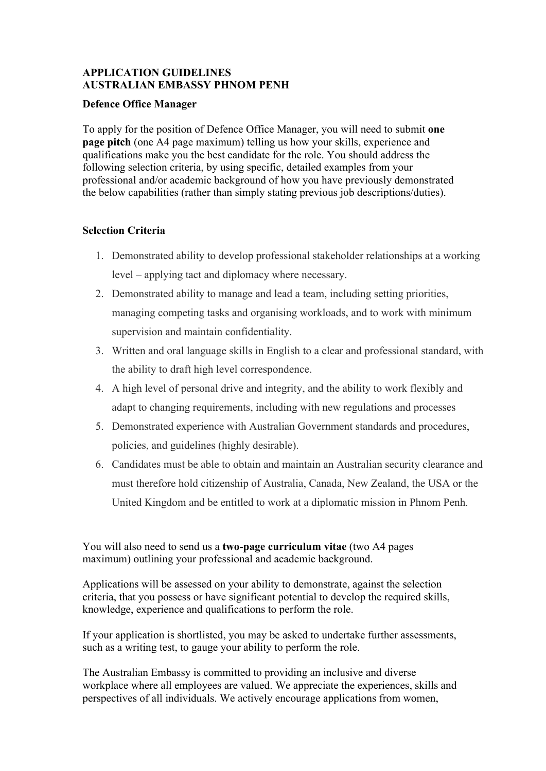**APPLICATION GUIDELINES**
**AUSTRALIAN EMBASSY PHNOM PENH**

**Defence Office Manager**

To apply for the position of Defence Office Manager, you will need to submit **one page pitch** (one A4 page maximum) telling us how your skills, experience and qualifications make you the best candidate for the role. You should address the following selection criteria, by using specific, detailed examples from your professional and/or academic background of how you have previously demonstrated the below capabilities (rather than simply stating previous job descriptions/duties).

**Selection Criteria**

1. Demonstrated ability to develop professional stakeholder relationships at a working level – applying tact and diplomacy where necessary.
2. Demonstrated ability to manage and lead a team, including setting priorities, managing competing tasks and organising workloads, and to work with minimum supervision and maintain confidentiality.
3. Written and oral language skills in English to a clear and professional standard, with the ability to draft high level correspondence.
4. A high level of personal drive and integrity, and the ability to work flexibly and adapt to changing requirements, including with new regulations and processes
5. Demonstrated experience with Australian Government standards and procedures, policies, and guidelines (highly desirable).
6. Candidates must be able to obtain and maintain an Australian security clearance and must therefore hold citizenship of Australia, Canada, New Zealand, the USA or the United Kingdom and be entitled to work at a diplomatic mission in Phnom Penh.

You will also need to send us a **two-page curriculum vitae** (two A4 pages maximum) outlining your professional and academic background.

Applications will be assessed on your ability to demonstrate, against the selection criteria, that you possess or have significant potential to develop the required skills, knowledge, experience and qualifications to perform the role.

If your application is shortlisted, you may be asked to undertake further assessments, such as a writing test, to gauge your ability to perform the role.

The Australian Embassy is committed to providing an inclusive and diverse workplace where all employees are valued. We appreciate the experiences, skills and perspectives of all individuals. We actively encourage applications from women,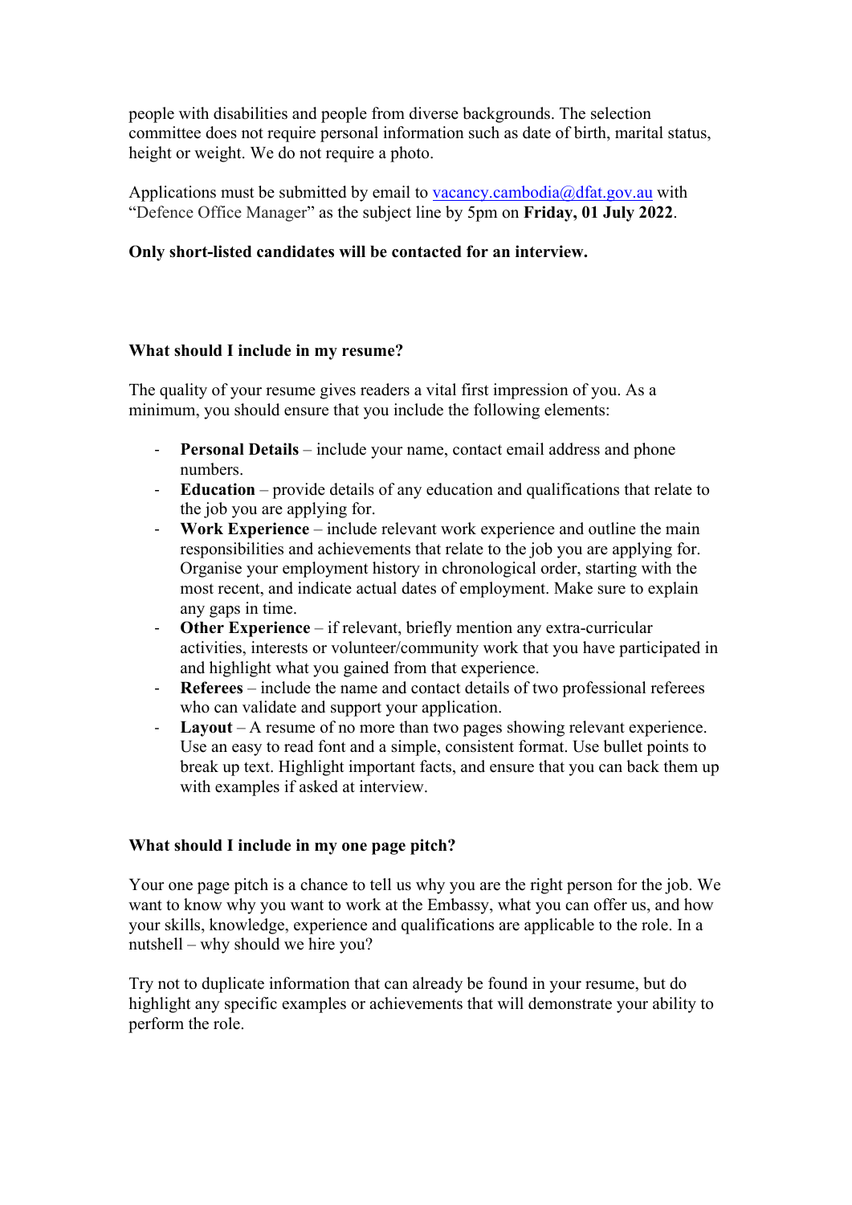people with disabilities and people from diverse backgrounds. The selection committee does not require personal information such as date of birth, marital status, height or weight. We do not require a photo.

Applications must be submitted by email to vacancy.cambodia@dfat.gov.au with "Defence Office Manager" as the subject line by 5pm on **Friday, 01 July 2022**.

**Only short-listed candidates will be contacted for an interview.**

**What should I include in my resume?**

The quality of your resume gives readers a vital first impression of you. As a minimum, you should ensure that you include the following elements:

- **Personal Details** – include your name, contact email address and phone numbers.
- **Education** – provide details of any education and qualifications that relate to the job you are applying for.
- **Work Experience** – include relevant work experience and outline the main responsibilities and achievements that relate to the job you are applying for. Organise your employment history in chronological order, starting with the most recent, and indicate actual dates of employment. Make sure to explain any gaps in time.
- **Other Experience** – if relevant, briefly mention any extra-curricular activities, interests or volunteer/community work that you have participated in and highlight what you gained from that experience.
- **Referees** – include the name and contact details of two professional referees who can validate and support your application.
- **Layout** – A resume of no more than two pages showing relevant experience. Use an easy to read font and a simple, consistent format. Use bullet points to break up text. Highlight important facts, and ensure that you can back them up with examples if asked at interview.

**What should I include in my one page pitch?**

Your one page pitch is a chance to tell us why you are the right person for the job. We want to know why you want to work at the Embassy, what you can offer us, and how your skills, knowledge, experience and qualifications are applicable to the role. In a nutshell – why should we hire you?

Try not to duplicate information that can already be found in your resume, but do highlight any specific examples or achievements that will demonstrate your ability to perform the role.